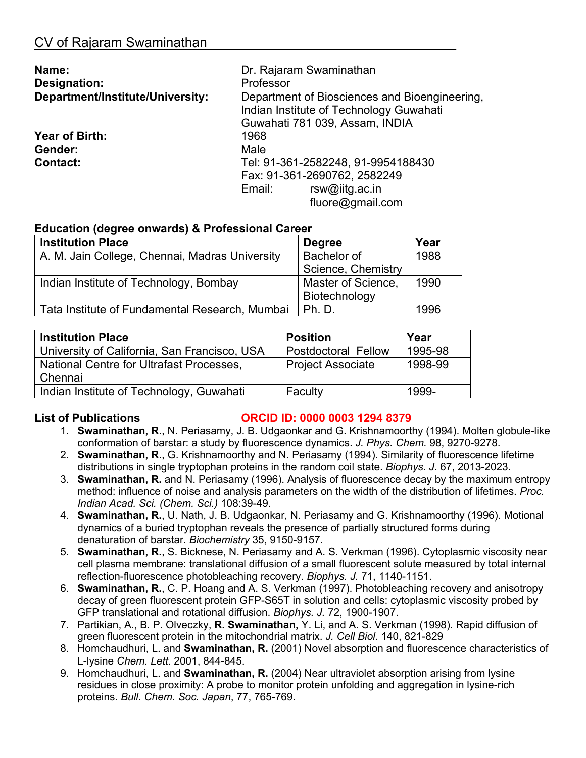# CV of Rajaram Swaminathan

| | |
|---|---|
| **Name:** | Dr. Rajaram Swaminathan |
| **Designation:** | Professor |
| **Department/Institute/University:** | Department of Biosciences and Bioengineering, Indian Institute of Technology Guwahati Guwahati 781 039, Assam, INDIA |
| **Year of Birth:** | 1968 |
| **Gender:** | Male |
| **Contact:** | Tel: 91-361-2582248, 91-9954188430<br>Fax: 91-361-2690762, 2582249<br>Email: rsw@iitg.ac.in<br>fluore@gmail.com |

**Education (degree onwards) & Professional Career**

| Institution Place | Degree | Year |
|---|---|---|
| A. M. Jain College, Chennai, Madras University | Bachelor of Science, Chemistry | 1988 |
| Indian Institute of Technology, Bombay | Master of Science, Biotechnology | 1990 |
| Tata Institute of Fundamental Research, Mumbai | Ph. D. | 1996 |

| Institution Place | Position | Year |
|---|---|---|
| University of California, San Francisco, USA | Postdoctoral Fellow | 1995-98 |
| National Centre for Ultrafast Processes, Chennai | Project Associate | 1998-99 |
| Indian Institute of Technology, Guwahati | Faculty | 1999- |

**List of Publications** **ORCID ID: 0000 0003 1294 8379**

1. **Swaminathan, R**., N. Periasamy, J. B. Udgaonkar and G. Krishnamoorthy (1994). Molten globule-like conformation of barstar: a study by fluorescence dynamics. *J. Phys. Chem.* 98, 9270-9278.
2. **Swaminathan, R**., G. Krishnamoorthy and N. Periasamy (1994). Similarity of fluorescence lifetime distributions in single tryptophan proteins in the random coil state. *Biophys. J.* 67, 2013-2023.
3. **Swaminathan, R.** and N. Periasamy (1996). Analysis of fluorescence decay by the maximum entropy method: influence of noise and analysis parameters on the width of the distribution of lifetimes. *Proc. Indian Acad. Sci. (Chem. Sci.)* 108:39-49.
4. **Swaminathan, R.**, U. Nath, J. B. Udgaonkar, N. Periasamy and G. Krishnamoorthy (1996). Motional dynamics of a buried tryptophan reveals the presence of partially structured forms during denaturation of barstar. *Biochemistry* 35, 9150-9157.
5. **Swaminathan, R.**, S. Bicknese, N. Periasamy and A. S. Verkman (1996). Cytoplasmic viscosity near cell plasma membrane: translational diffusion of a small fluorescent solute measured by total internal reflection-fluorescence photobleaching recovery. *Biophys. J.* 71, 1140-1151.
6. **Swaminathan, R.**, C. P. Hoang and A. S. Verkman (1997). Photobleaching recovery and anisotropy decay of green fluorescent protein GFP-S65T in solution and cells: cytoplasmic viscosity probed by GFP translational and rotational diffusion. *Biophys. J.* 72, 1900-1907.
7. Partikian, A., B. P. Olveczky, **R. Swaminathan,** Y. Li, and A. S. Verkman (1998). Rapid diffusion of green fluorescent protein in the mitochondrial matrix. *J. Cell Biol.* 140, 821-829
8. Homchaudhuri, L. and **Swaminathan, R.** (2001) Novel absorption and fluorescence characteristics of L-lysine *Chem. Lett.* 2001, 844-845.
9. Homchaudhuri, L. and **Swaminathan, R.** (2004) Near ultraviolet absorption arising from lysine residues in close proximity: A probe to monitor protein unfolding and aggregation in lysine-rich proteins. *Bull. Chem. Soc. Japan*, 77, 765-769.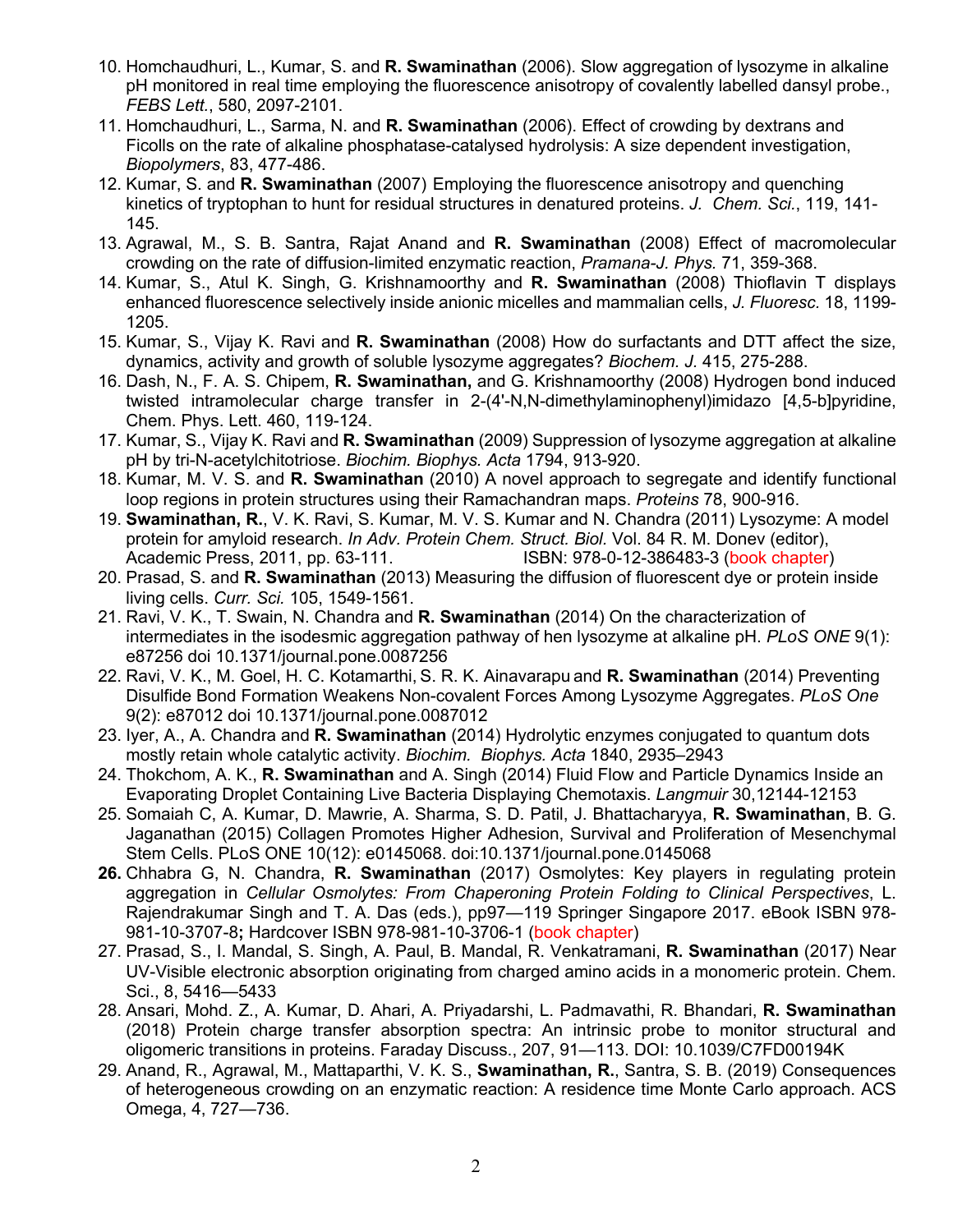10. Homchaudhuri, L., Kumar, S. and **R. Swaminathan** (2006). Slow aggregation of lysozyme in alkaline pH monitored in real time employing the fluorescence anisotropy of covalently labelled dansyl probe., *FEBS Lett.*, 580, 2097-2101.
11. Homchaudhuri, L., Sarma, N. and **R. Swaminathan** (2006). Effect of crowding by dextrans and Ficolls on the rate of alkaline phosphatase-catalysed hydrolysis: A size dependent investigation, *Biopolymers*, 83, 477-486.
12. Kumar, S. and **R. Swaminathan** (2007) Employing the fluorescence anisotropy and quenching kinetics of tryptophan to hunt for residual structures in denatured proteins. *J. Chem. Sci.*, 119, 141-145.
13. Agrawal, M., S. B. Santra, Rajat Anand and **R. Swaminathan** (2008) Effect of macromolecular crowding on the rate of diffusion-limited enzymatic reaction, *Pramana-J. Phys.* 71, 359-368.
14. Kumar, S., Atul K. Singh, G. Krishnamoorthy and **R. Swaminathan** (2008) Thioflavin T displays enhanced fluorescence selectively inside anionic micelles and mammalian cells, *J. Fluoresc.* 18, 1199-1205.
15. Kumar, S., Vijay K. Ravi and **R. Swaminathan** (2008) How do surfactants and DTT affect the size, dynamics, activity and growth of soluble lysozyme aggregates? *Biochem. J.* 415, 275-288.
16. Dash, N., F. A. S. Chipem, **R. Swaminathan,** and G. Krishnamoorthy (2008) Hydrogen bond induced twisted intramolecular charge transfer in 2-(4'-N,N-dimethylaminophenyl)imidazo [4,5-b]pyridine, Chem. Phys. Lett. 460, 119-124.
17. Kumar, S., Vijay K. Ravi and **R. Swaminathan** (2009) Suppression of lysozyme aggregation at alkaline pH by tri-N-acetylchitotriose. *Biochim. Biophys. Acta* 1794, 913-920.
18. Kumar, M. V. S. and **R. Swaminathan** (2010) A novel approach to segregate and identify functional loop regions in protein structures using their Ramachandran maps. *Proteins* 78, 900-916.
19. **Swaminathan, R.**, V. K. Ravi, S. Kumar, M. V. S. Kumar and N. Chandra (2011) Lysozyme: A model protein for amyloid research. *In Adv. Protein Chem. Struct. Biol.* Vol. 84 R. M. Donev (editor), Academic Press, 2011, pp. 63-111. ISBN: 978-0-12-386483-3 (book chapter)
20. Prasad, S. and **R. Swaminathan** (2013) Measuring the diffusion of fluorescent dye or protein inside living cells. *Curr. Sci.* 105, 1549-1561.
21. Ravi, V. K., T. Swain, N. Chandra and **R. Swaminathan** (2014) On the characterization of intermediates in the isodesmic aggregation pathway of hen lysozyme at alkaline pH. *PLoS ONE* 9(1): e87256 doi 10.1371/journal.pone.0087256
22. Ravi, V. K., M. Goel, H. C. Kotamarthi, S. R. K. Ainavarapu and **R. Swaminathan** (2014) Preventing Disulfide Bond Formation Weakens Non-covalent Forces Among Lysozyme Aggregates. *PLoS One* 9(2): e87012 doi 10.1371/journal.pone.0087012
23. Iyer, A., A. Chandra and **R. Swaminathan** (2014) Hydrolytic enzymes conjugated to quantum dots mostly retain whole catalytic activity. *Biochim. Biophys. Acta* 1840, 2935–2943
24. Thokchom, A. K., **R. Swaminathan** and A. Singh (2014) Fluid Flow and Particle Dynamics Inside an Evaporating Droplet Containing Live Bacteria Displaying Chemotaxis. *Langmuir* 30,12144-12153
25. Somaiah C, A. Kumar, D. Mawrie, A. Sharma, S. D. Patil, J. Bhattacharyya, **R. Swaminathan**, B. G. Jaganathan (2015) Collagen Promotes Higher Adhesion, Survival and Proliferation of Mesenchymal Stem Cells. PLoS ONE 10(12): e0145068. doi:10.1371/journal.pone.0145068
26. Chhabra G, N. Chandra, **R. Swaminathan** (2017) Osmolytes: Key players in regulating protein aggregation in *Cellular Osmolytes: From Chaperoning Protein Folding to Clinical Perspectives*, L. Rajendrakumar Singh and T. A. Das (eds.), pp97—119 Springer Singapore 2017. eBook ISBN 978-981-10-3707-8**;** Hardcover ISBN 978-981-10-3706-1 (book chapter)
27. Prasad, S., I. Mandal, S. Singh, A. Paul, B. Mandal, R. Venkatramani, **R. Swaminathan** (2017) Near UV-Visible electronic absorption originating from charged amino acids in a monomeric protein. Chem. Sci., 8, 5416—5433
28. Ansari, Mohd. Z., A. Kumar, D. Ahari, A. Priyadarshi, L. Padmavathi, R. Bhandari, **R. Swaminathan** (2018) Protein charge transfer absorption spectra: An intrinsic probe to monitor structural and oligomeric transitions in proteins. Faraday Discuss., 207, 91—113. DOI: 10.1039/C7FD00194K
29. Anand, R., Agrawal, M., Mattaparthi, V. K. S., **Swaminathan, R.**, Santra, S. B. (2019) Consequences of heterogeneous crowding on an enzymatic reaction: A residence time Monte Carlo approach. ACS Omega, 4, 727—736.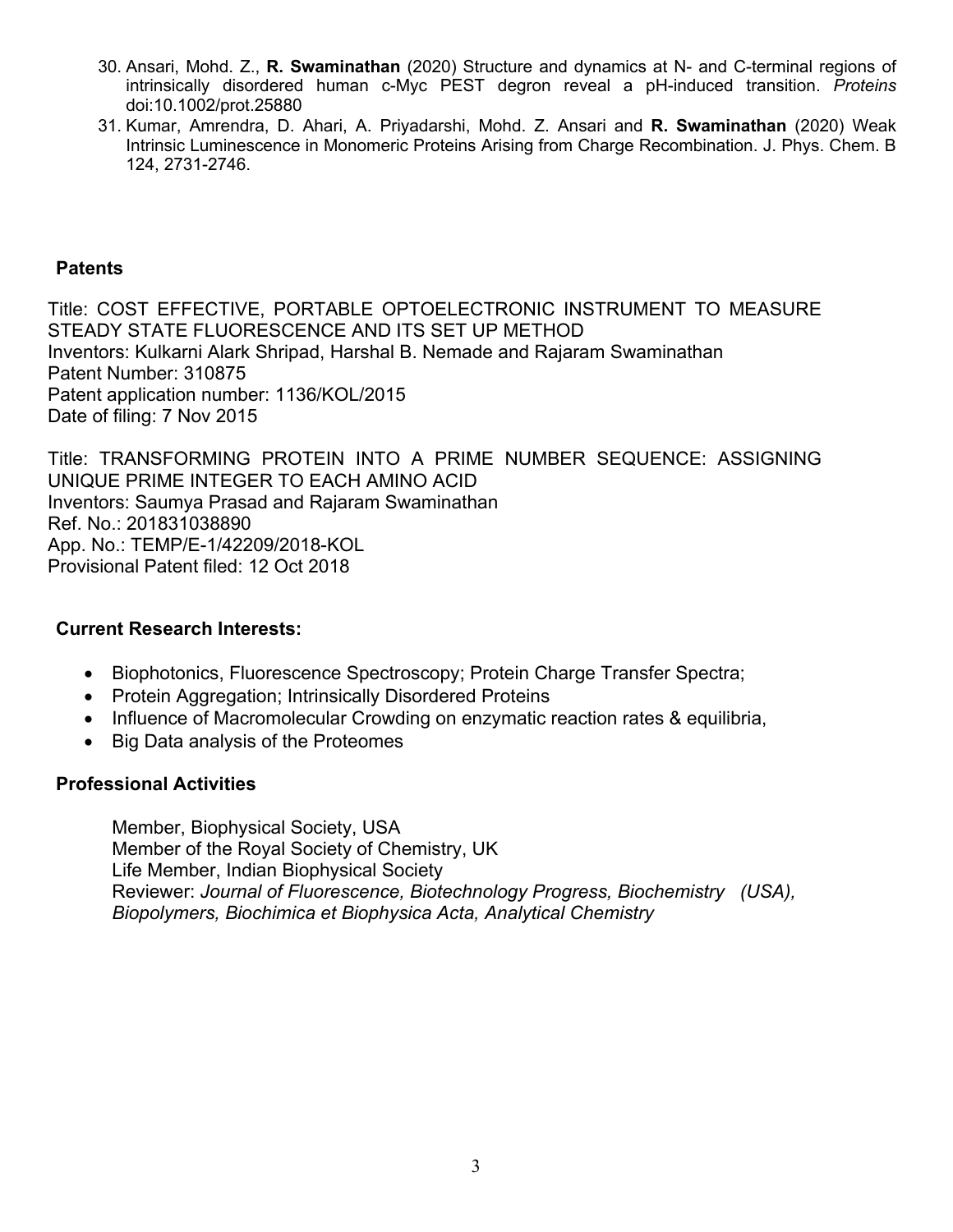30. Ansari, Mohd. Z., **R. Swaminathan** (2020) Structure and dynamics at N- and C-terminal regions of intrinsically disordered human c-Myc PEST degron reveal a pH-induced transition. *Proteins* doi:10.1002/prot.25880
31. Kumar, Amrendra, D. Ahari, A. Priyadarshi, Mohd. Z. Ansari and **R. Swaminathan** (2020) Weak Intrinsic Luminescence in Monomeric Proteins Arising from Charge Recombination. J. Phys. Chem. B 124, 2731-2746.

## Patents

Title: COST EFFECTIVE, PORTABLE OPTOELECTRONIC INSTRUMENT TO MEASURE STEADY STATE FLUORESCENCE AND ITS SET UP METHOD
Inventors: Kulkarni Alark Shripad, Harshal B. Nemade and Rajaram Swaminathan
Patent Number: 310875
Patent application number: 1136/KOL/2015
Date of filing: 7 Nov 2015

Title: TRANSFORMING PROTEIN INTO A PRIME NUMBER SEQUENCE: ASSIGNING UNIQUE PRIME INTEGER TO EACH AMINO ACID
Inventors: Saumya Prasad and Rajaram Swaminathan
Ref. No.: 201831038890
App. No.: TEMP/E-1/42209/2018-KOL
Provisional Patent filed: 12 Oct 2018

## Current Research Interests:

- Biophotonics, Fluorescence Spectroscopy; Protein Charge Transfer Spectra;
- Protein Aggregation; Intrinsically Disordered Proteins
- Influence of Macromolecular Crowding on enzymatic reaction rates & equilibria,
- Big Data analysis of the Proteomes

## Professional Activities

Member, Biophysical Society, USA
Member of the Royal Society of Chemistry, UK
Life Member, Indian Biophysical Society
Reviewer: *Journal of Fluorescence, Biotechnology Progress, Biochemistry (USA), Biopolymers, Biochimica et Biophysica Acta, Analytical Chemistry*